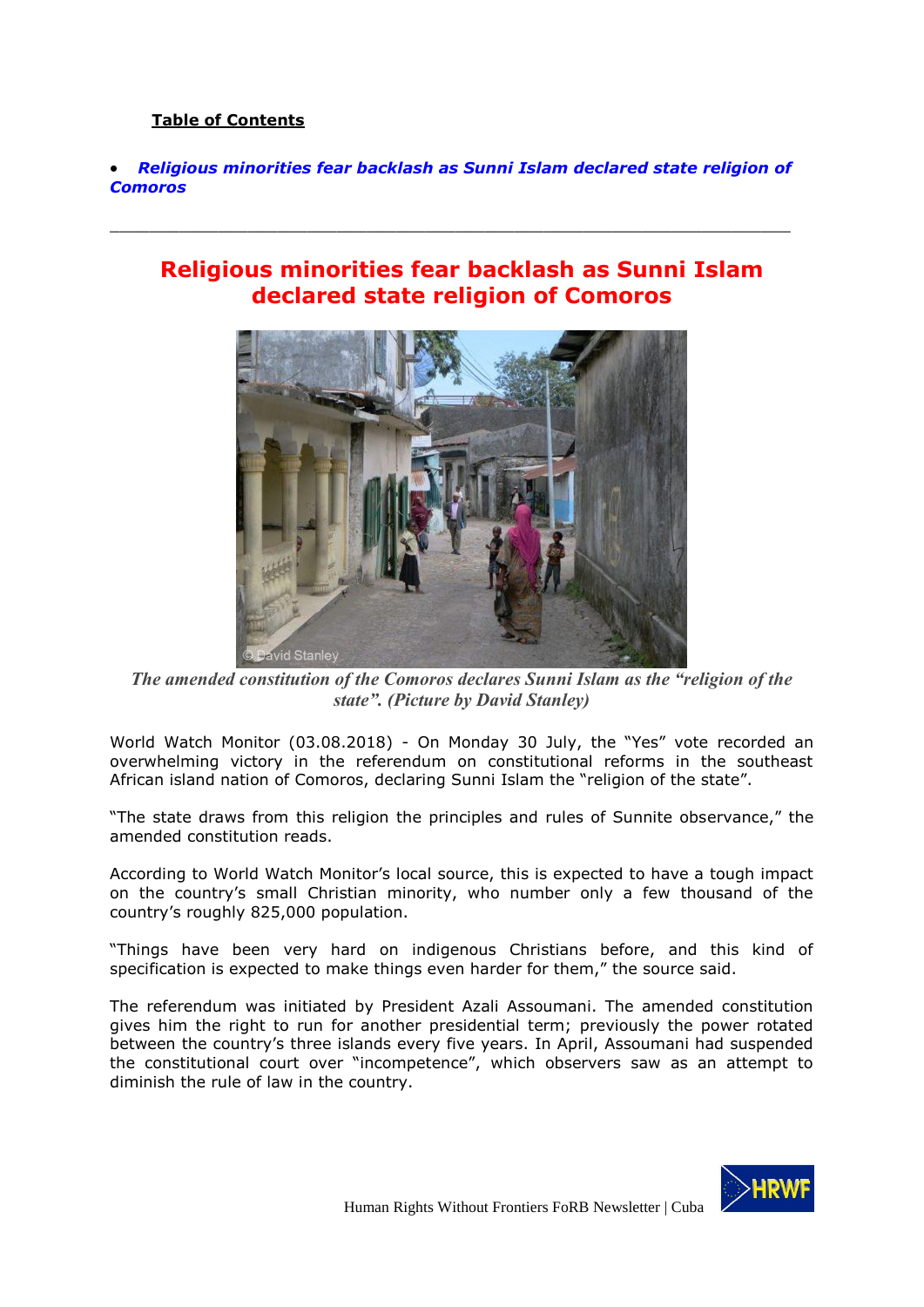**Table of Contents**

- *Religious minorities fear backlash as Sunni Islam declared state religion of Comoros*

---

# Religious minorities fear backlash as Sunni Islam declared state religion of Comoros

*The amended constitution of the Comoros declares Sunni Islam as the "religion of the state". (Picture by David Stanley)*

World Watch Monitor (03.08.2018) - On Monday 30 July, the "Yes" vote recorded an overwhelming victory in the referendum on constitutional reforms in the southeast African island nation of Comoros, declaring Sunni Islam the "religion of the state".

"The state draws from this religion the principles and rules of Sunnite observance," the amended constitution reads.

According to World Watch Monitor's local source, this is expected to have a tough impact on the country's small Christian minority, who number only a few thousand of the country's roughly 825,000 population.

"Things have been very hard on indigenous Christians before, and this kind of specification is expected to make things even harder for them," the source said.

The referendum was initiated by President Azali Assoumani. The amended constitution gives him the right to run for another presidential term; previously the power rotated between the country's three islands every five years. In April, Assoumani had suspended the constitutional court over "incompetence", which observers saw as an attempt to diminish the rule of law in the country.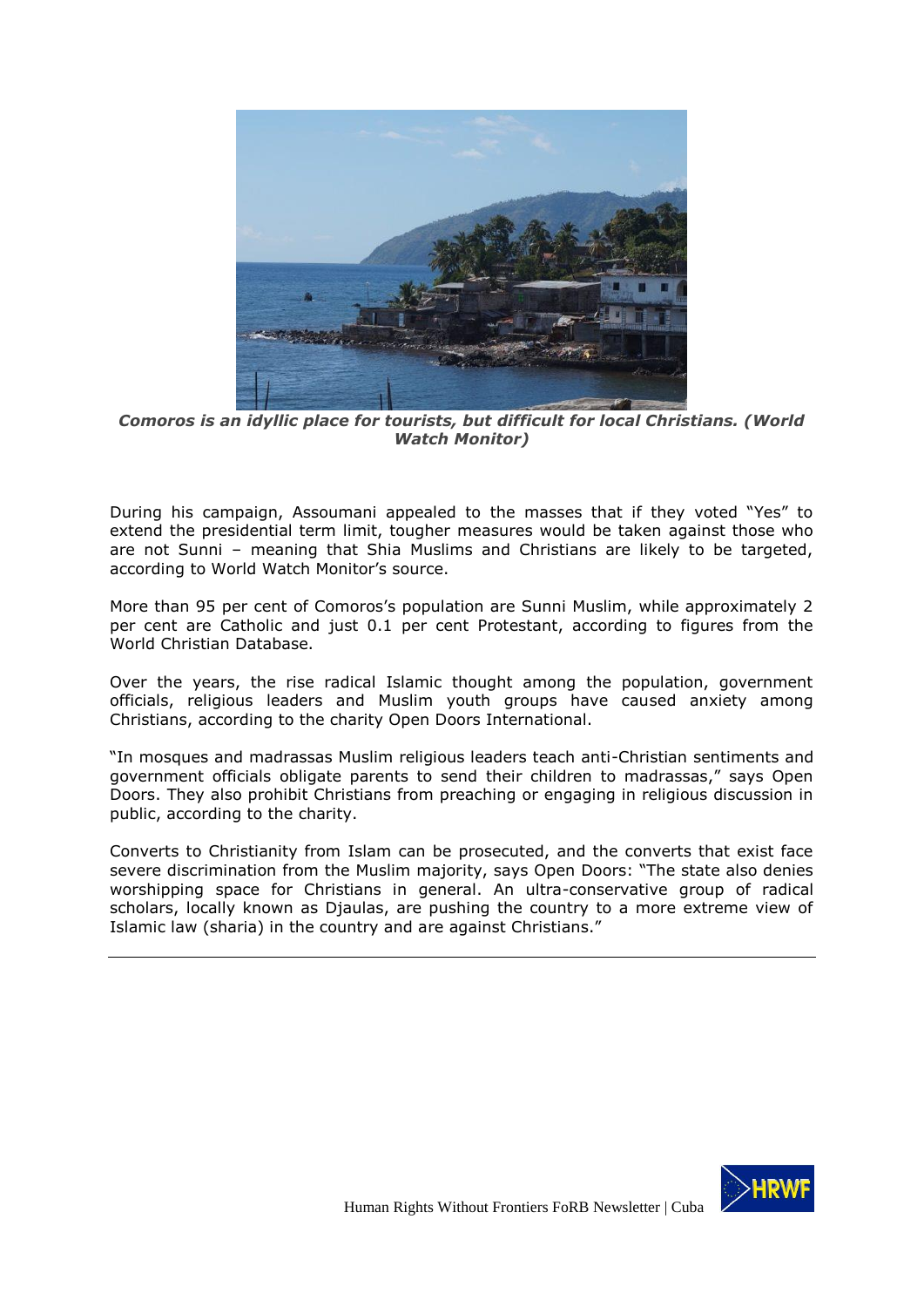***Comoros is an idyllic place for tourists, but difficult for local Christians. (World Watch Monitor)***

During his campaign, Assoumani appealed to the masses that if they voted “Yes” to extend the presidential term limit, tougher measures would be taken against those who are not Sunni – meaning that Shia Muslims and Christians are likely to be targeted, according to World Watch Monitor’s source.

More than 95 per cent of Comoros’s population are Sunni Muslim, while approximately 2 per cent are Catholic and just 0.1 per cent Protestant, according to figures from the World Christian Database.

Over the years, the rise radical Islamic thought among the population, government officials, religious leaders and Muslim youth groups have caused anxiety among Christians, according to the charity Open Doors International.

“In mosques and madrassas Muslim religious leaders teach anti-Christian sentiments and government officials obligate parents to send their children to madrassas,” says Open Doors. They also prohibit Christians from preaching or engaging in religious discussion in public, according to the charity.

Converts to Christianity from Islam can be prosecuted, and the converts that exist face severe discrimination from the Muslim majority, says Open Doors: “The state also denies worshipping space for Christians in general. An ultra-conservative group of radical scholars, locally known as Djaulas, are pushing the country to a more extreme view of Islamic law (sharia) in the country and are against Christians.”

---